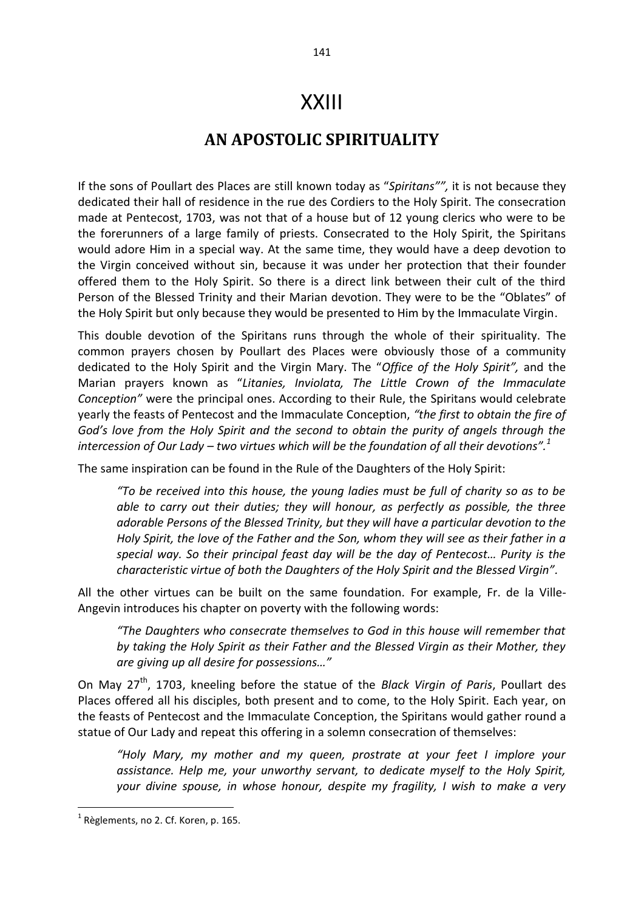# XXIII

## AN APOSTOLIC SPIRITUALITY

If the sons of Poullart des Places are still known today as "*Spiritans*"", it is not because they dedicated their hall of residence in the rue des Cordiers to the Holy Spirit. The consecration made at Pentecost, 1703, was not that of a house but of 12 young clerics who were to be the forerunners of a large family of priests. Consecrated to the Holy Spirit, the Spiritans would adore Him in a special way. At the same time, they would have a deep devotion to the Virgin conceived without sin, because it was under her protection that their founder offered them to the Holy Spirit. So there is a direct link between their cult of the third Person of the Blessed Trinity and their Marian devotion. They were to be the "Oblates" of the Holy Spirit but only because they would be presented to Him by the Immaculate Virgin.

This double devotion of the Spiritans runs through the whole of their spirituality. The common prayers chosen by Poullart des Places were obviously those of a community dedicated to the Holy Spirit and the Virgin Mary. The "*Office of the Holy Spirit",* and the Marian prayers known as "*Litanies, Inviolata, The Little Crown of the Immaculate Conception"* were the principal ones. According to their Rule, the Spiritans would celebrate yearly the feasts of Pentecost and the Immaculate Conception, *"the first to obtain the fire of God's love from the Holy Spirit and the second to obtain the purity of angels through the intercession of Our Lady – two virtues which will be the foundation of all their devotions".*[1]

The same inspiration can be found in the Rule of the Daughters of the Holy Spirit:

> *"To be received into this house, the young ladies must be full of charity so as to be able to carry out their duties; they will honour, as perfectly as possible, the three adorable Persons of the Blessed Trinity, but they will have a particular devotion to the Holy Spirit, the love of the Father and the Son, whom they will see as their father in a special way. So their principal feast day will be the day of Pentecost… Purity is the characteristic virtue of both the Daughters of the Holy Spirit and the Blessed Virgin".*

All the other virtues can be built on the same foundation. For example, Fr. de la Ville-Angevin introduces his chapter on poverty with the following words:

> *"The Daughters who consecrate themselves to God in this house will remember that by taking the Holy Spirit as their Father and the Blessed Virgin as their Mother, they are giving up all desire for possessions…"*

On May 27th, 1703, kneeling before the statue of the *Black Virgin of Paris*, Poullart des Places offered all his disciples, both present and to come, to the Holy Spirit. Each year, on the feasts of Pentecost and the Immaculate Conception, the Spiritans would gather round a statue of Our Lady and repeat this offering in a solemn consecration of themselves:

> *"Holy Mary, my mother and my queen, prostrate at your feet I implore your assistance. Help me, your unworthy servant, to dedicate myself to the Holy Spirit, your divine spouse, in whose honour, despite my fragility, I wish to make a very*

---

[1] Règlements, no 2. Cf. Koren, p. 165.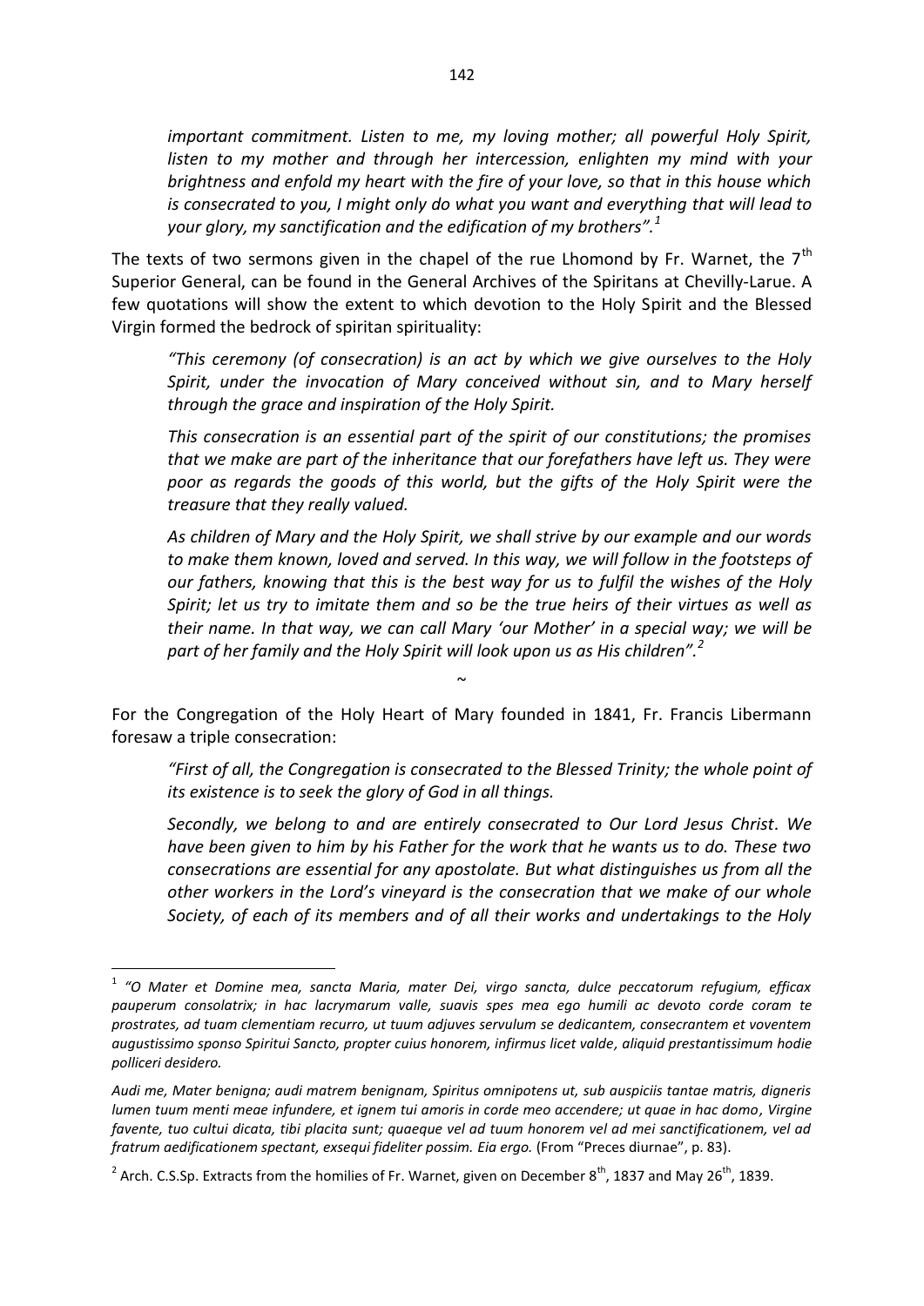*important commitment. Listen to me, my loving mother; all powerful Holy Spirit, listen to my mother and through her intercession, enlighten my mind with your brightness and enfold my heart with the fire of your love, so that in this house which is consecrated to you, I might only do what you want and everything that will lead to your glory, my sanctification and the edification of my brothers".*[1]

The texts of two sermons given in the chapel of the rue Lhomond by Fr. Warnet, the 7th Superior General, can be found in the General Archives of the Spiritans at Chevilly-Larue. A few quotations will show the extent to which devotion to the Holy Spirit and the Blessed Virgin formed the bedrock of spiritan spirituality:

*"This ceremony (of consecration) is an act by which we give ourselves to the Holy Spirit, under the invocation of Mary conceived without sin, and to Mary herself through the grace and inspiration of the Holy Spirit.*

*This consecration is an essential part of the spirit of our constitutions; the promises that we make are part of the inheritance that our forefathers have left us. They were poor as regards the goods of this world, but the gifts of the Holy Spirit were the treasure that they really valued.*

*As children of Mary and the Holy Spirit, we shall strive by our example and our words to make them known, loved and served. In this way, we will follow in the footsteps of our fathers, knowing that this is the best way for us to fulfil the wishes of the Holy Spirit; let us try to imitate them and so be the true heirs of their virtues as well as their name. In that way, we can call Mary 'our Mother' in a special way; we will be part of her family and the Holy Spirit will look upon us as His children".*[2]

~

For the Congregation of the Holy Heart of Mary founded in 1841, Fr. Francis Libermann foresaw a triple consecration:

*"First of all, the Congregation is consecrated to the Blessed Trinity; the whole point of its existence is to seek the glory of God in all things.*

*Secondly, we belong to and are entirely consecrated to Our Lord Jesus Christ. We have been given to him by his Father for the work that he wants us to do. These two consecrations are essential for any apostolate. But what distinguishes us from all the other workers in the Lord's vineyard is the consecration that we make of our whole Society, of each of its members and of all their works and undertakings to the Holy*

---

[1] *"O Mater et Domine mea, sancta Maria, mater Dei, virgo sancta, dulce peccatorum refugium, efficax pauperum consolatrix; in hac lacrymarum valle, suavis spes mea ego humili ac devoto corde coram te prostrates, ad tuam clementiam recurro, ut tuum adjuves servulum se dedicantem, consecrantem et voventem augustissimo sponso Spiritui Sancto, propter cuius honorem, infirmus licet valde, aliquid prestantissimum hodie polliceri desidero.*

*Audi me, Mater benigna; audi matrem benignam, Spiritus omnipotens ut, sub auspiciis tantae matris, digneris lumen tuum menti meae infundere, et ignem tui amoris in corde meo accendere; ut quae in hac domo, Virgine favente, tuo cultui dicata, tibi placita sunt; quaeque vel ad tuum honorem vel ad mei sanctificationem, vel ad fratrum aedificationem spectant, exsequi fideliter possim. Eia ergo.* (From "Preces diurnae", p. 83).

[2] Arch. C.S.Sp. Extracts from the homilies of Fr. Warnet, given on December 8th, 1837 and May 26th, 1839.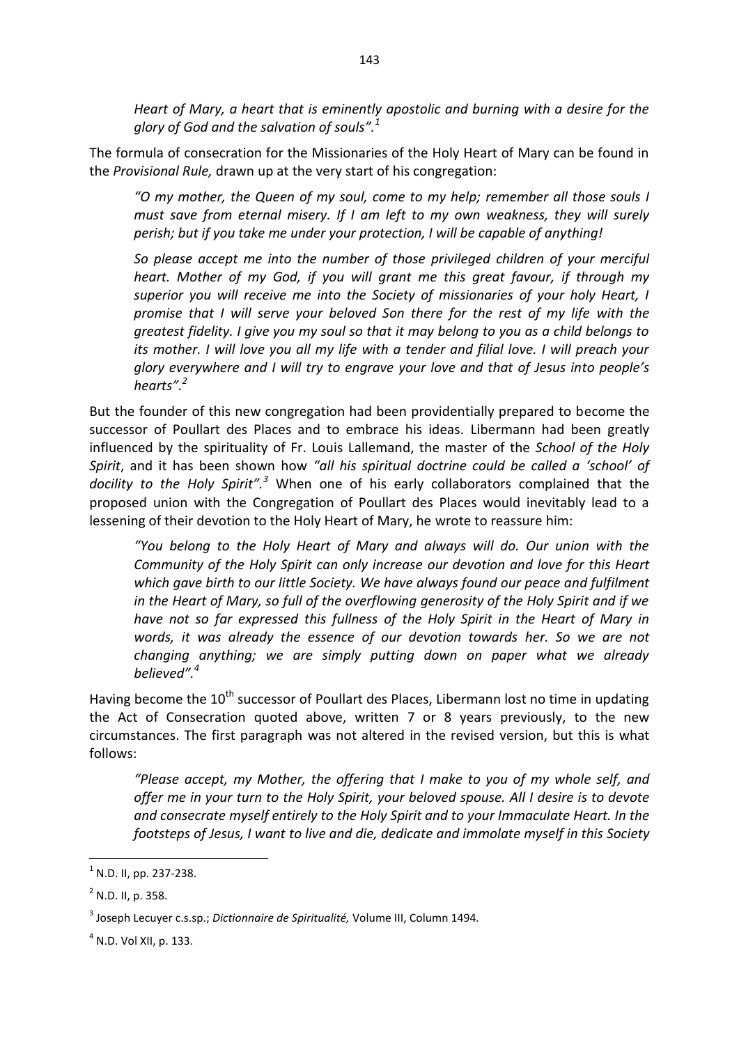*Heart of Mary, a heart that is eminently apostolic and burning with a desire for the glory of God and the salvation of souls".*[1]

The formula of consecration for the Missionaries of the Holy Heart of Mary can be found in the *Provisional Rule,* drawn up at the very start of his congregation:

> *"O my mother, the Queen of my soul, come to my help; remember all those souls I must save from eternal misery. If I am left to my own weakness, they will surely perish; but if you take me under your protection, I will be capable of anything!*
>
> *So please accept me into the number of those privileged children of your merciful heart. Mother of my God, if you will grant me this great favour, if through my superior you will receive me into the Society of missionaries of your holy Heart, I promise that I will serve your beloved Son there for the rest of my life with the greatest fidelity. I give you my soul so that it may belong to you as a child belongs to its mother. I will love you all my life with a tender and filial love. I will preach your glory everywhere and I will try to engrave your love and that of Jesus into people's hearts".*[2]

But the founder of this new congregation had been providentially prepared to become the successor of Poullart des Places and to embrace his ideas. Libermann had been greatly influenced by the spirituality of Fr. Louis Lallemand, the master of the *School of the Holy Spirit*, and it has been shown how *"all his spiritual doctrine could be called a 'school' of docility to the Holy Spirit".*[3] When one of his early collaborators complained that the proposed union with the Congregation of Poullart des Places would inevitably lead to a lessening of their devotion to the Holy Heart of Mary, he wrote to reassure him:

> *"You belong to the Holy Heart of Mary and always will do. Our union with the Community of the Holy Spirit can only increase our devotion and love for this Heart which gave birth to our little Society. We have always found our peace and fulfilment in the Heart of Mary, so full of the overflowing generosity of the Holy Spirit and if we have not so far expressed this fullness of the Holy Spirit in the Heart of Mary in words, it was already the essence of our devotion towards her. So we are not changing anything; we are simply putting down on paper what we already believed".*[4]

Having become the 10th successor of Poullart des Places, Libermann lost no time in updating the Act of Consecration quoted above, written 7 or 8 years previously, to the new circumstances. The first paragraph was not altered in the revised version, but this is what follows:

> *"Please accept, my Mother, the offering that I make to you of my whole self, and offer me in your turn to the Holy Spirit, your beloved spouse. All I desire is to devote and consecrate myself entirely to the Holy Spirit and to your Immaculate Heart. In the footsteps of Jesus, I want to live and die, dedicate and immolate myself in this Society*

---

[1] N.D. II, pp. 237-238.

[2] N.D. II, p. 358.

[3] Joseph Lecuyer c.s.sp.; *Dictionnaire de Spiritualité,* Volume III, Column 1494.

[4] N.D. Vol XII, p. 133.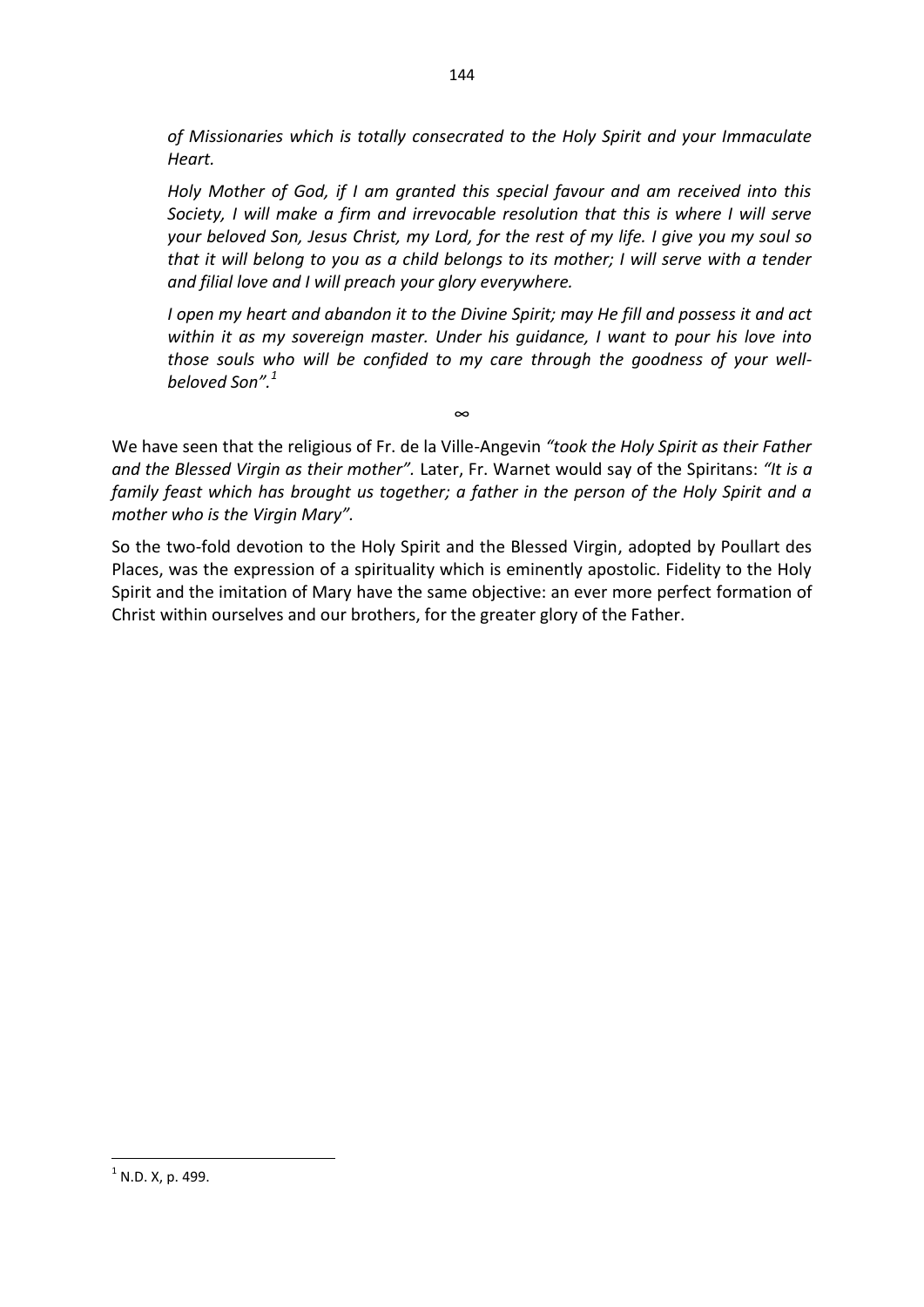*of Missionaries which is totally consecrated to the Holy Spirit and your Immaculate Heart.*

*Holy Mother of God, if I am granted this special favour and am received into this Society, I will make a firm and irrevocable resolution that this is where I will serve your beloved Son, Jesus Christ, my Lord, for the rest of my life. I give you my soul so that it will belong to you as a child belongs to its mother; I will serve with a tender and filial love and I will preach your glory everywhere.*

*I open my heart and abandon it to the Divine Spirit; may He fill and possess it and act within it as my sovereign master. Under his guidance, I want to pour his love into those souls who will be confided to my care through the goodness of your well-beloved Son".*[1]

∞

We have seen that the religious of Fr. de la Ville-Angevin *"took the Holy Spirit as their Father and the Blessed Virgin as their mother".* Later, Fr. Warnet would say of the Spiritans: *"It is a family feast which has brought us together; a father in the person of the Holy Spirit and a mother who is the Virgin Mary".*

So the two-fold devotion to the Holy Spirit and the Blessed Virgin, adopted by Poullart des Places, was the expression of a spirituality which is eminently apostolic. Fidelity to the Holy Spirit and the imitation of Mary have the same objective: an ever more perfect formation of Christ within ourselves and our brothers, for the greater glory of the Father.

[1] N.D. X, p. 499.